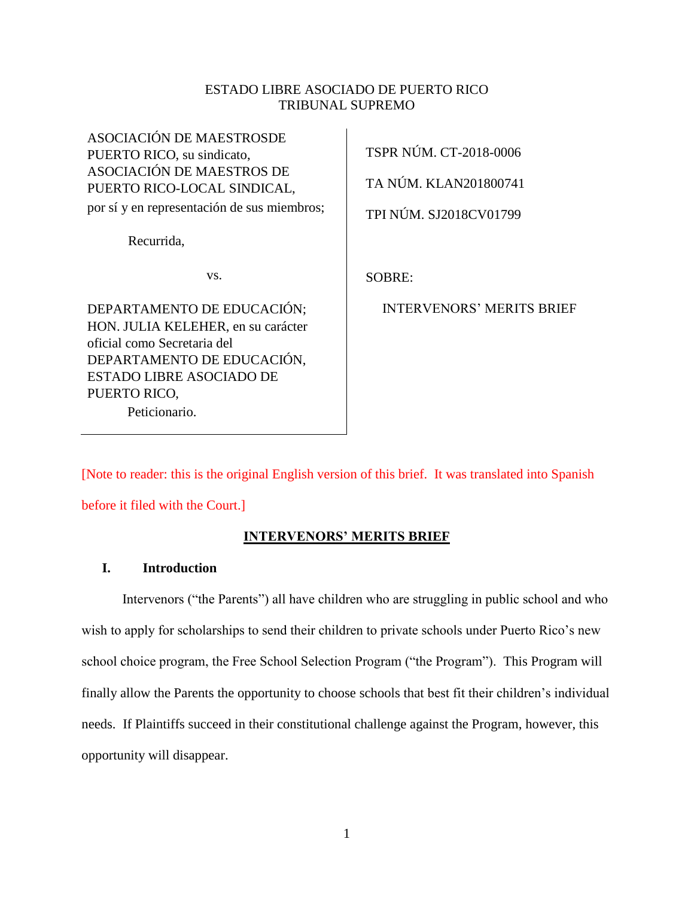ESTADO LIBRE ASOCIADO DE PUERTO RICO
TRIBUNAL SUPREMO

| | |
|---|---|
| ASOCIACIÓN DE MAESTROSDE PUERTO RICO, su sindicato, ASOCIACIÓN DE MAESTROS DE PUERTO RICO-LOCAL SINDICAL, por sí y en representación de sus miembros;<br><br>Recurrida,<br><br>vs.<br><br>DEPARTAMENTO DE EDUCACIÓN; HON. JULIA KELEHER, en su carácter oficial como Secretaria del DEPARTAMENTO DE EDUCACIÓN, ESTADO LIBRE ASOCIADO DE PUERTO RICO,<br>Peticionario. | TSPR NÚM. CT-2018-0006<br><br>TA NÚM. KLAN201800741<br><br>TPI NÚM. SJ2018CV01799<br><br>SOBRE:<br><br>INTERVENORS' MERITS BRIEF |

[Note to reader: this is the original English version of this brief. It was translated into Spanish before it filed with the Court.]

## INTERVENORS' MERITS BRIEF

### I. Introduction

Intervenors ("the Parents") all have children who are struggling in public school and who wish to apply for scholarships to send their children to private schools under Puerto Rico's new school choice program, the Free School Selection Program ("the Program"). This Program will finally allow the Parents the opportunity to choose schools that best fit their children's individual needs. If Plaintiffs succeed in their constitutional challenge against the Program, however, this opportunity will disappear.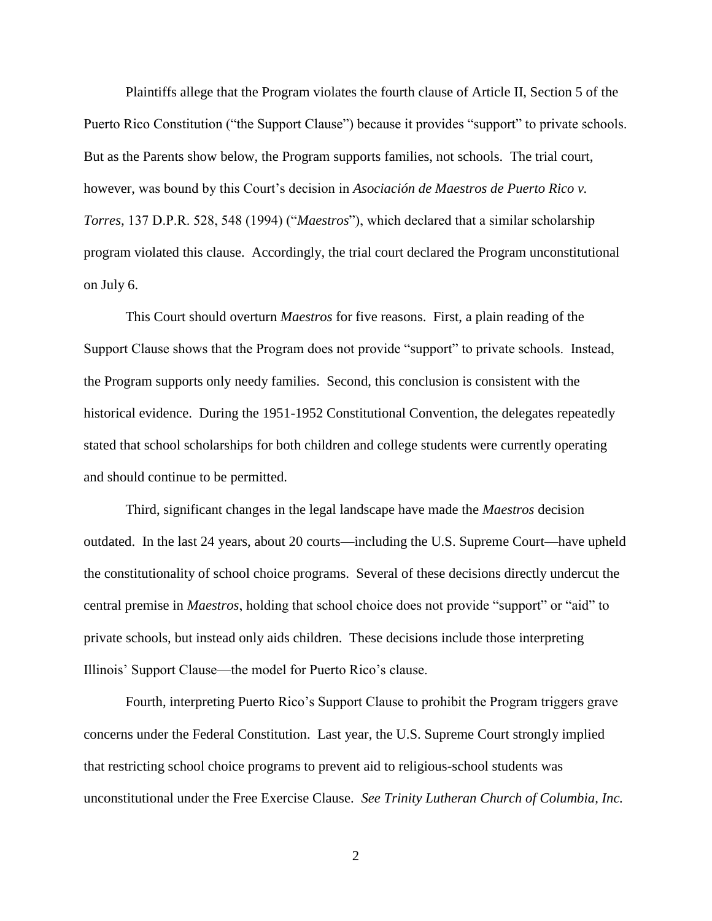Plaintiffs allege that the Program violates the fourth clause of Article II, Section 5 of the Puerto Rico Constitution ("the Support Clause") because it provides "support" to private schools. But as the Parents show below, the Program supports families, not schools. The trial court, however, was bound by this Court's decision in *Asociación de Maestros de Puerto Rico v. Torres,* 137 D.P.R. 528, 548 (1994) ("*Maestros*"), which declared that a similar scholarship program violated this clause. Accordingly, the trial court declared the Program unconstitutional on July 6.

This Court should overturn *Maestros* for five reasons. First, a plain reading of the Support Clause shows that the Program does not provide "support" to private schools. Instead, the Program supports only needy families. Second, this conclusion is consistent with the historical evidence. During the 1951-1952 Constitutional Convention, the delegates repeatedly stated that school scholarships for both children and college students were currently operating and should continue to be permitted.

Third, significant changes in the legal landscape have made the *Maestros* decision outdated. In the last 24 years, about 20 courts—including the U.S. Supreme Court—have upheld the constitutionality of school choice programs. Several of these decisions directly undercut the central premise in *Maestros*, holding that school choice does not provide "support" or "aid" to private schools, but instead only aids children. These decisions include those interpreting Illinois' Support Clause—the model for Puerto Rico's clause.

Fourth, interpreting Puerto Rico's Support Clause to prohibit the Program triggers grave concerns under the Federal Constitution. Last year, the U.S. Supreme Court strongly implied that restricting school choice programs to prevent aid to religious-school students was unconstitutional under the Free Exercise Clause. *See Trinity Lutheran Church of Columbia, Inc.*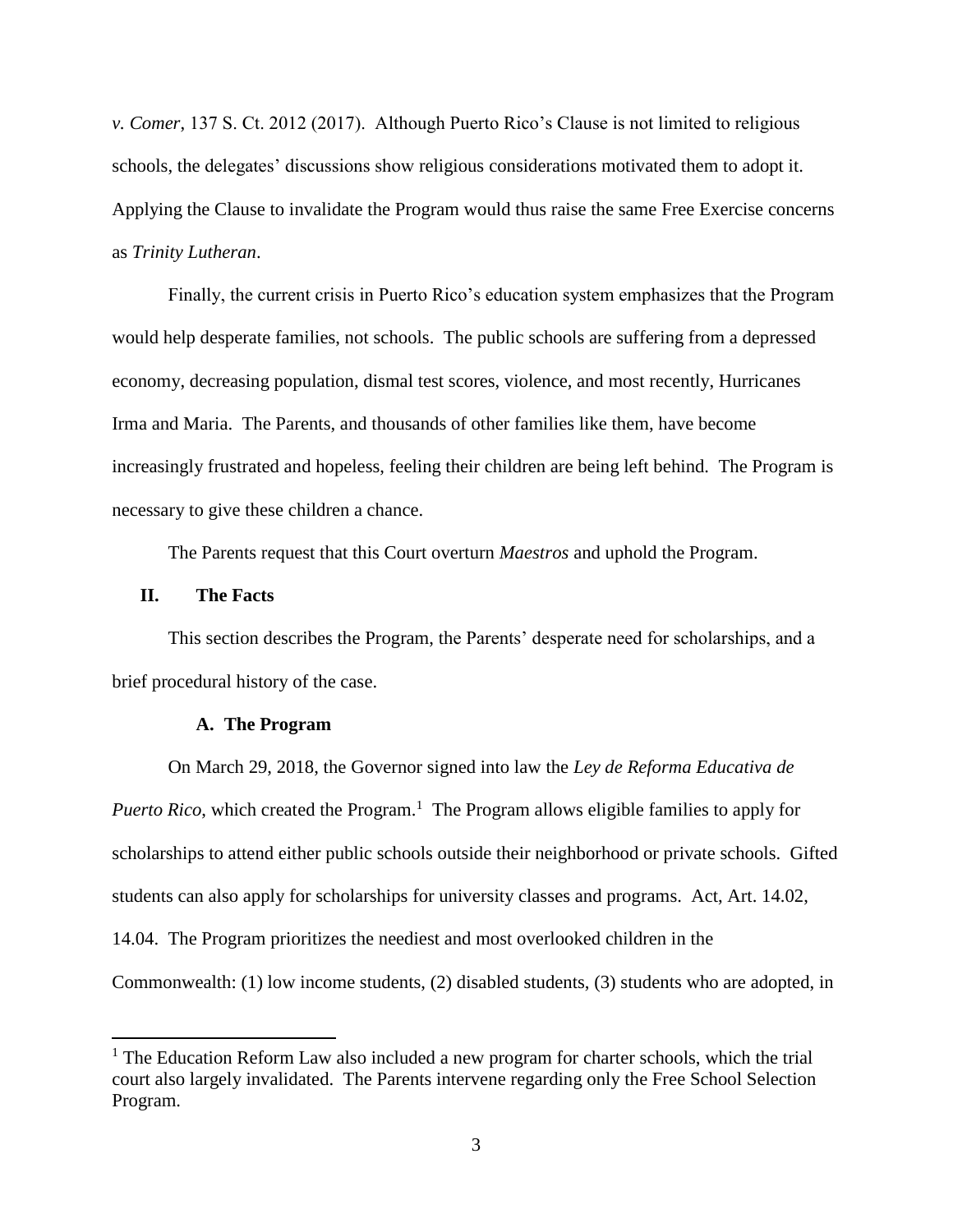*v. Comer*, 137 S. Ct. 2012 (2017). Although Puerto Rico's Clause is not limited to religious schools, the delegates' discussions show religious considerations motivated them to adopt it. Applying the Clause to invalidate the Program would thus raise the same Free Exercise concerns as *Trinity Lutheran*.

Finally, the current crisis in Puerto Rico's education system emphasizes that the Program would help desperate families, not schools. The public schools are suffering from a depressed economy, decreasing population, dismal test scores, violence, and most recently, Hurricanes Irma and Maria. The Parents, and thousands of other families like them, have become increasingly frustrated and hopeless, feeling their children are being left behind. The Program is necessary to give these children a chance.

The Parents request that this Court overturn *Maestros* and uphold the Program.

## II. The Facts

This section describes the Program, the Parents' desperate need for scholarships, and a brief procedural history of the case.

### A. The Program

On March 29, 2018, the Governor signed into law the *Ley de Reforma Educativa de Puerto Rico*, which created the Program.[1] The Program allows eligible families to apply for scholarships to attend either public schools outside their neighborhood or private schools. Gifted students can also apply for scholarships for university classes and programs. Act, Art. 14.02, 14.04. The Program prioritizes the neediest and most overlooked children in the Commonwealth: (1) low income students, (2) disabled students, (3) students who are adopted, in

[1] The Education Reform Law also included a new program for charter schools, which the trial court also largely invalidated. The Parents intervene regarding only the Free School Selection Program.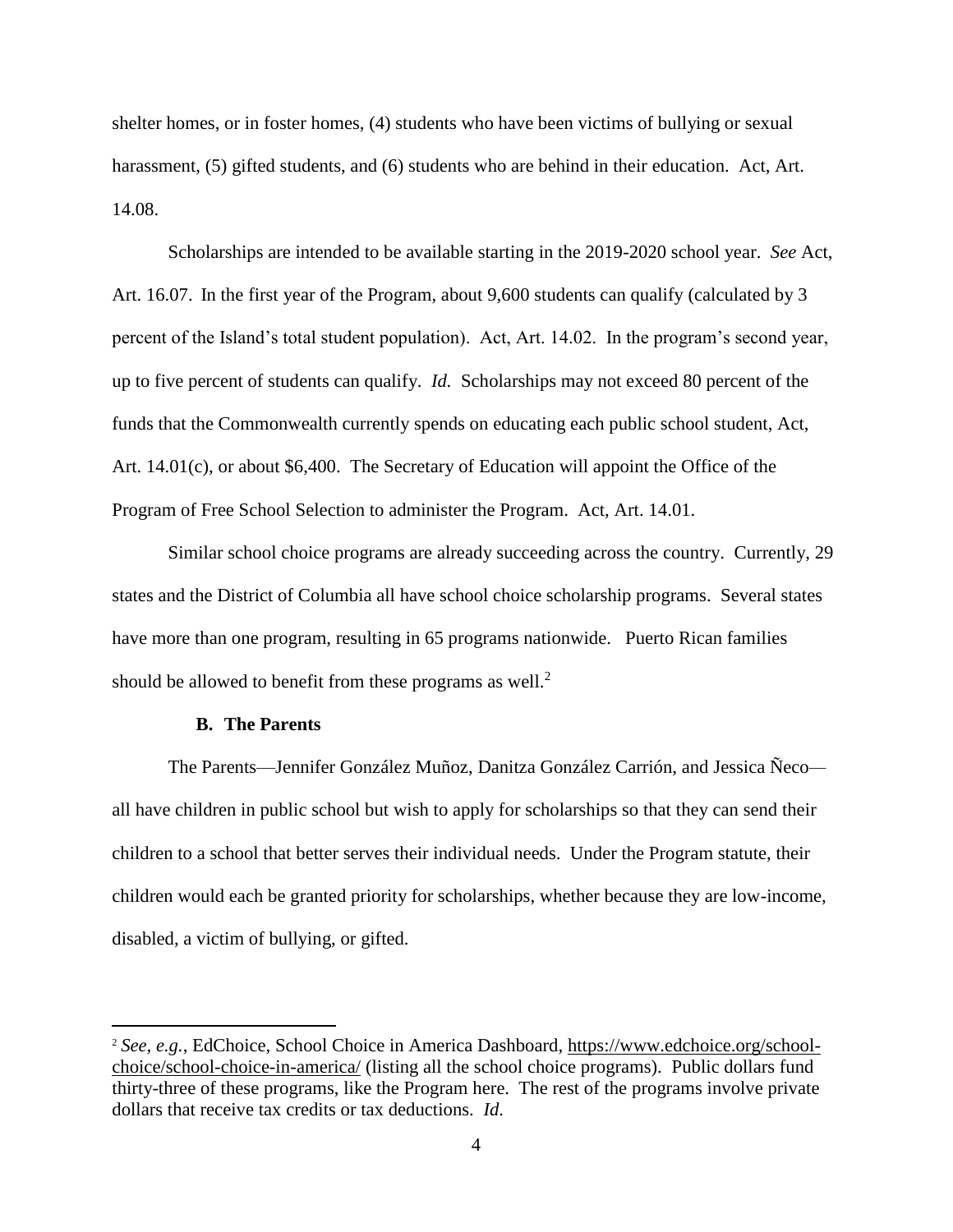shelter homes, or in foster homes, (4) students who have been victims of bullying or sexual harassment, (5) gifted students, and (6) students who are behind in their education. Act, Art. 14.08.

Scholarships are intended to be available starting in the 2019-2020 school year. *See* Act, Art. 16.07. In the first year of the Program, about 9,600 students can qualify (calculated by 3 percent of the Island's total student population). Act, Art. 14.02. In the program's second year, up to five percent of students can qualify. *Id.* Scholarships may not exceed 80 percent of the funds that the Commonwealth currently spends on educating each public school student, Act, Art. 14.01(c), or about $6,400. The Secretary of Education will appoint the Office of the Program of Free School Selection to administer the Program. Act, Art. 14.01.

Similar school choice programs are already succeeding across the country. Currently, 29 states and the District of Columbia all have school choice scholarship programs. Several states have more than one program, resulting in 65 programs nationwide. Puerto Rican families should be allowed to benefit from these programs as well.[2]

### B. The Parents

The Parents—Jennifer González Muñoz, Danitza González Carrión, and Jessica Ñeco—all have children in public school but wish to apply for scholarships so that they can send their children to a school that better serves their individual needs. Under the Program statute, their children would each be granted priority for scholarships, whether because they are low-income, disabled, a victim of bullying, or gifted.

---

[2] *See, e.g.*, EdChoice, School Choice in America Dashboard, https://www.edchoice.org/school-choice/school-choice-in-america/ (listing all the school choice programs). Public dollars fund thirty-three of these programs, like the Program here. The rest of the programs involve private dollars that receive tax credits or tax deductions. *Id*.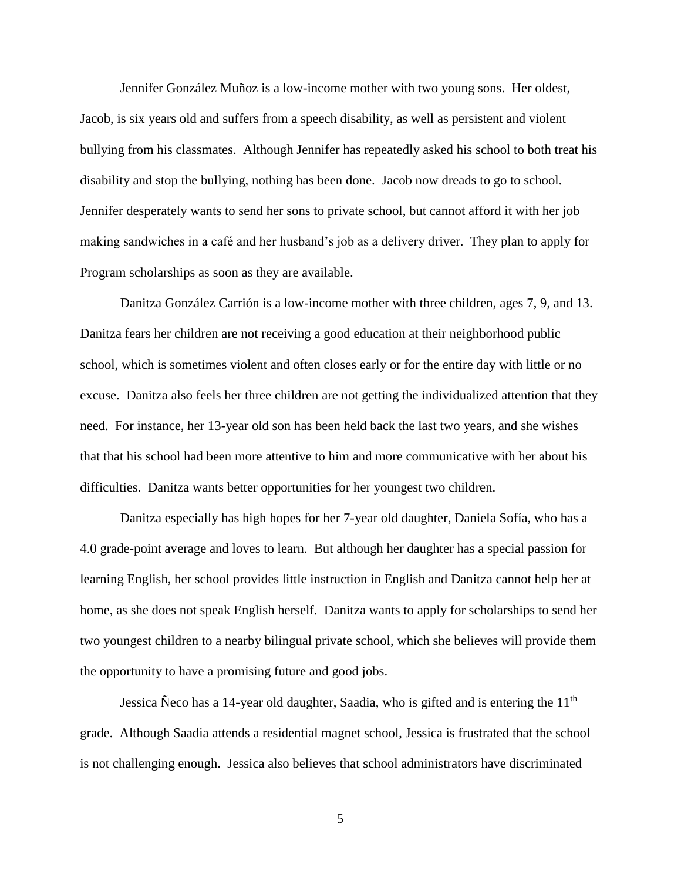Jennifer González Muñoz is a low-income mother with two young sons. Her oldest, Jacob, is six years old and suffers from a speech disability, as well as persistent and violent bullying from his classmates. Although Jennifer has repeatedly asked his school to both treat his disability and stop the bullying, nothing has been done. Jacob now dreads to go to school. Jennifer desperately wants to send her sons to private school, but cannot afford it with her job making sandwiches in a café and her husband's job as a delivery driver. They plan to apply for Program scholarships as soon as they are available.

Danitza González Carrión is a low-income mother with three children, ages 7, 9, and 13. Danitza fears her children are not receiving a good education at their neighborhood public school, which is sometimes violent and often closes early or for the entire day with little or no excuse. Danitza also feels her three children are not getting the individualized attention that they need. For instance, her 13-year old son has been held back the last two years, and she wishes that that his school had been more attentive to him and more communicative with her about his difficulties. Danitza wants better opportunities for her youngest two children.

Danitza especially has high hopes for her 7-year old daughter, Daniela Sofía, who has a 4.0 grade-point average and loves to learn. But although her daughter has a special passion for learning English, her school provides little instruction in English and Danitza cannot help her at home, as she does not speak English herself. Danitza wants to apply for scholarships to send her two youngest children to a nearby bilingual private school, which she believes will provide them the opportunity to have a promising future and good jobs.

Jessica Ñeco has a 14-year old daughter, Saadia, who is gifted and is entering the 11th grade. Although Saadia attends a residential magnet school, Jessica is frustrated that the school is not challenging enough. Jessica also believes that school administrators have discriminated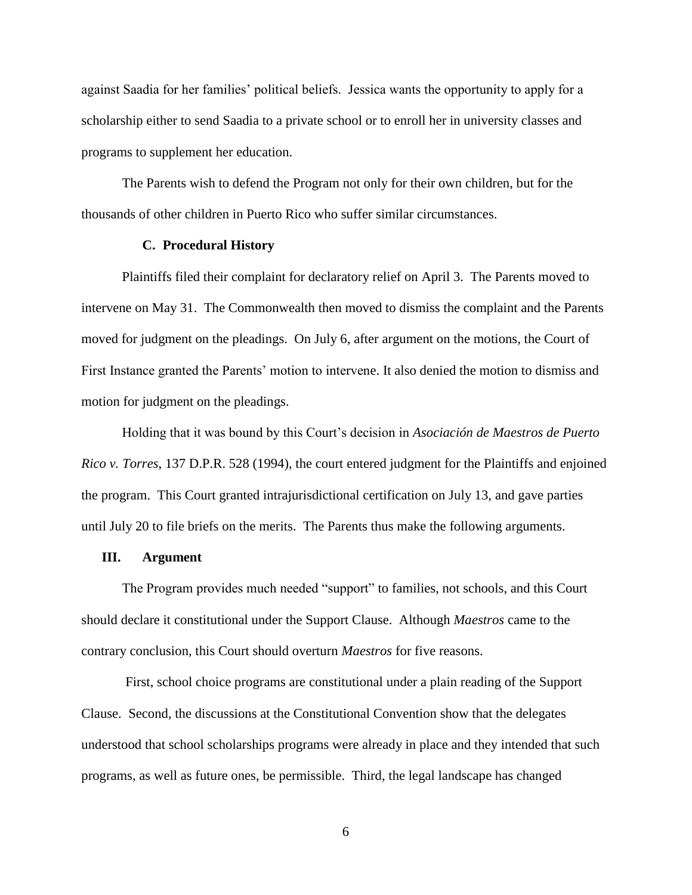against Saadia for her families' political beliefs. Jessica wants the opportunity to apply for a scholarship either to send Saadia to a private school or to enroll her in university classes and programs to supplement her education.

The Parents wish to defend the Program not only for their own children, but for the thousands of other children in Puerto Rico who suffer similar circumstances.

### C. Procedural History

Plaintiffs filed their complaint for declaratory relief on April 3. The Parents moved to intervene on May 31. The Commonwealth then moved to dismiss the complaint and the Parents moved for judgment on the pleadings. On July 6, after argument on the motions, the Court of First Instance granted the Parents' motion to intervene. It also denied the motion to dismiss and motion for judgment on the pleadings.

Holding that it was bound by this Court's decision in *Asociación de Maestros de Puerto Rico v. Torres*, 137 D.P.R. 528 (1994), the court entered judgment for the Plaintiffs and enjoined the program. This Court granted intrajurisdictional certification on July 13, and gave parties until July 20 to file briefs on the merits. The Parents thus make the following arguments.

## III. Argument

The Program provides much needed "support" to families, not schools, and this Court should declare it constitutional under the Support Clause. Although *Maestros* came to the contrary conclusion, this Court should overturn *Maestros* for five reasons.

First, school choice programs are constitutional under a plain reading of the Support Clause. Second, the discussions at the Constitutional Convention show that the delegates understood that school scholarships programs were already in place and they intended that such programs, as well as future ones, be permissible. Third, the legal landscape has changed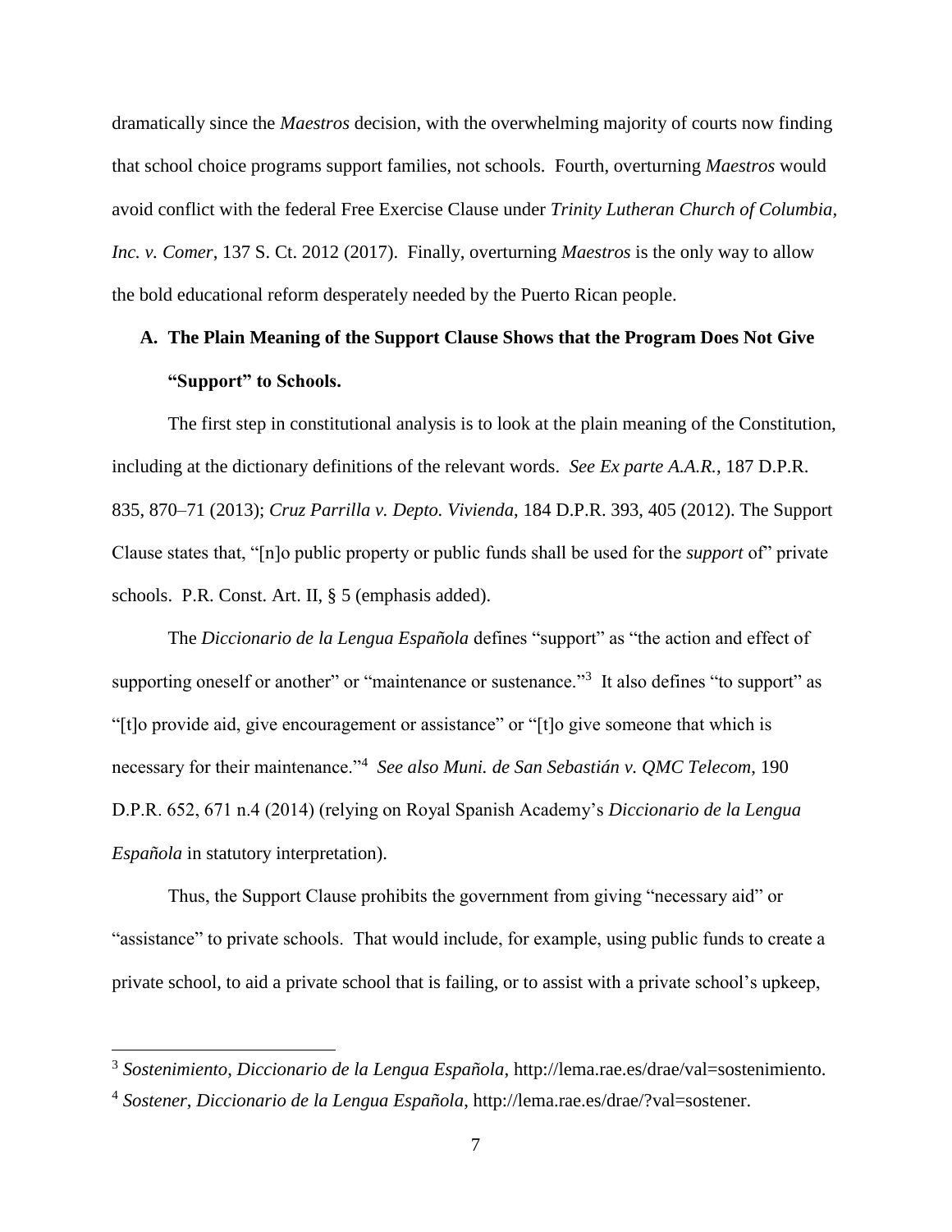dramatically since the *Maestros* decision, with the overwhelming majority of courts now finding that school choice programs support families, not schools. Fourth, overturning *Maestros* would avoid conflict with the federal Free Exercise Clause under *Trinity Lutheran Church of Columbia, Inc. v. Comer*, 137 S. Ct. 2012 (2017). Finally, overturning *Maestros* is the only way to allow the bold educational reform desperately needed by the Puerto Rican people.

### A. The Plain Meaning of the Support Clause Shows that the Program Does Not Give "Support" to Schools.

The first step in constitutional analysis is to look at the plain meaning of the Constitution, including at the dictionary definitions of the relevant words. *See Ex parte A.A.R.*, 187 D.P.R. 835, 870–71 (2013); *Cruz Parrilla v. Depto. Vivienda*, 184 D.P.R. 393, 405 (2012). The Support Clause states that, "[n]o public property or public funds shall be used for the *support* of" private schools. P.R. Const. Art. II, § 5 (emphasis added).

The *Diccionario de la Lengua Española* defines "support" as "the action and effect of supporting oneself or another" or "maintenance or sustenance."[3] It also defines "to support" as "[t]o provide aid, give encouragement or assistance" or "[t]o give someone that which is necessary for their maintenance."[4] *See also Muni. de San Sebastián v. QMC Telecom*, 190 D.P.R. 652, 671 n.4 (2014) (relying on Royal Spanish Academy's *Diccionario de la Lengua Española* in statutory interpretation).

Thus, the Support Clause prohibits the government from giving "necessary aid" or "assistance" to private schools. That would include, for example, using public funds to create a private school, to aid a private school that is failing, or to assist with a private school's upkeep,

---

[3] *Sostenimiento*, *Diccionario de la Lengua Española*, http://lema.rae.es/drae/val=sostenimiento.

[4] *Sostener*, *Diccionario de la Lengua Española*, http://lema.rae.es/drae/?val=sostener.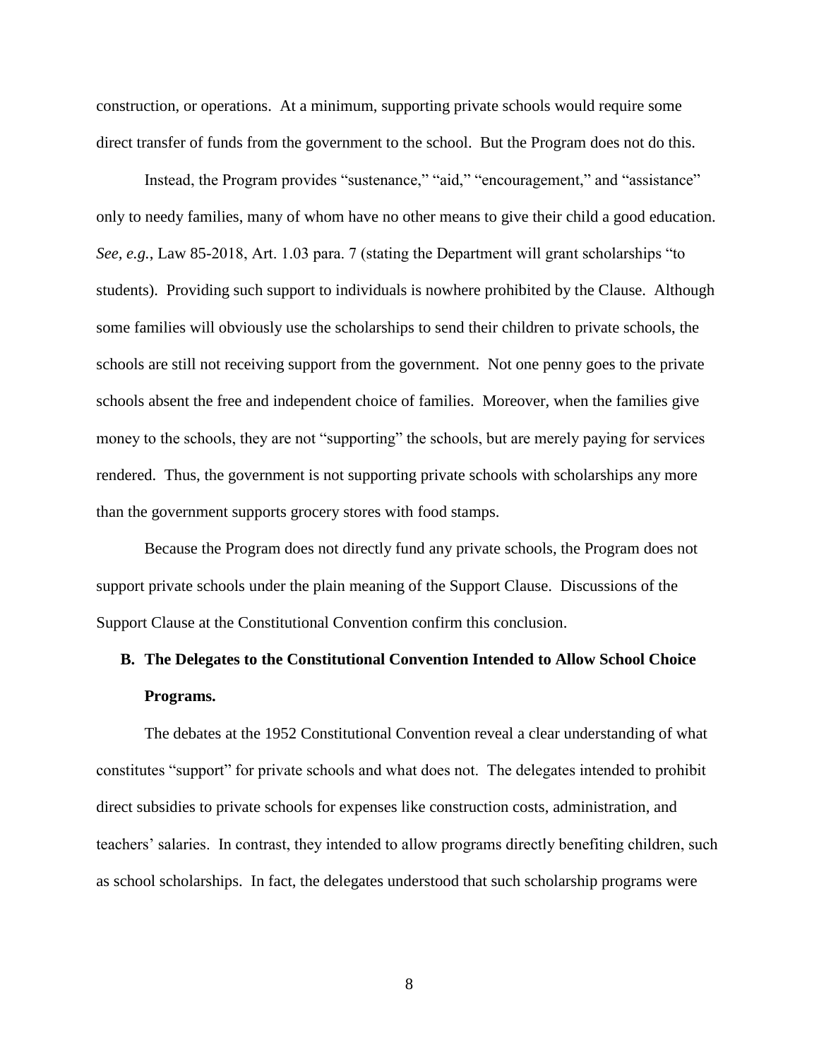construction, or operations. At a minimum, supporting private schools would require some direct transfer of funds from the government to the school. But the Program does not do this.

Instead, the Program provides "sustenance," "aid," "encouragement," and "assistance" only to needy families, many of whom have no other means to give their child a good education. *See, e.g.*, Law 85-2018, Art. 1.03 para. 7 (stating the Department will grant scholarships "to students). Providing such support to individuals is nowhere prohibited by the Clause. Although some families will obviously use the scholarships to send their children to private schools, the schools are still not receiving support from the government. Not one penny goes to the private schools absent the free and independent choice of families. Moreover, when the families give money to the schools, they are not "supporting" the schools, but are merely paying for services rendered. Thus, the government is not supporting private schools with scholarships any more than the government supports grocery stores with food stamps.

Because the Program does not directly fund any private schools, the Program does not support private schools under the plain meaning of the Support Clause. Discussions of the Support Clause at the Constitutional Convention confirm this conclusion.

### B. The Delegates to the Constitutional Convention Intended to Allow School Choice Programs.

The debates at the 1952 Constitutional Convention reveal a clear understanding of what constitutes "support" for private schools and what does not. The delegates intended to prohibit direct subsidies to private schools for expenses like construction costs, administration, and teachers' salaries. In contrast, they intended to allow programs directly benefiting children, such as school scholarships. In fact, the delegates understood that such scholarship programs were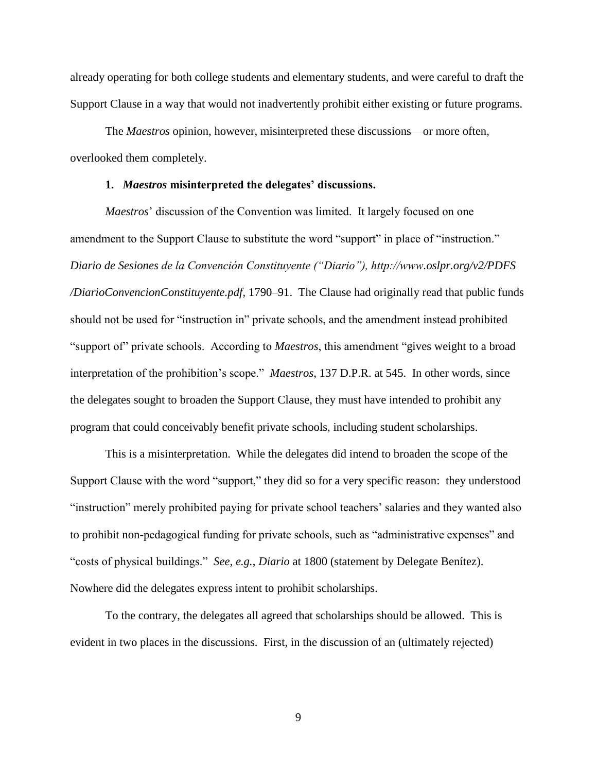already operating for both college students and elementary students, and were careful to draft the Support Clause in a way that would not inadvertently prohibit either existing or future programs.

The *Maestros* opinion, however, misinterpreted these discussions—or more often, overlooked them completely.

**1. *Maestros* misinterpreted the delegates' discussions.**

*Maestros*' discussion of the Convention was limited. It largely focused on one amendment to the Support Clause to substitute the word "support" in place of "instruction." *Diario de Sesiones de la Convención Constituyente ("Diario"), http://www.oslpr.org/v2/PDFS/DiarioConvencionConstituyente.pdf*, 1790–91. The Clause had originally read that public funds should not be used for "instruction in" private schools, and the amendment instead prohibited "support of" private schools. According to *Maestros*, this amendment "gives weight to a broad interpretation of the prohibition's scope." *Maestros*, 137 D.P.R. at 545. In other words, since the delegates sought to broaden the Support Clause, they must have intended to prohibit any program that could conceivably benefit private schools, including student scholarships.

This is a misinterpretation. While the delegates did intend to broaden the scope of the Support Clause with the word "support," they did so for a very specific reason: they understood "instruction" merely prohibited paying for private school teachers' salaries and they wanted also to prohibit non-pedagogical funding for private schools, such as "administrative expenses" and "costs of physical buildings." *See, e.g.*, *Diario* at 1800 (statement by Delegate Benítez). Nowhere did the delegates express intent to prohibit scholarships.

To the contrary, the delegates all agreed that scholarships should be allowed. This is evident in two places in the discussions. First, in the discussion of an (ultimately rejected)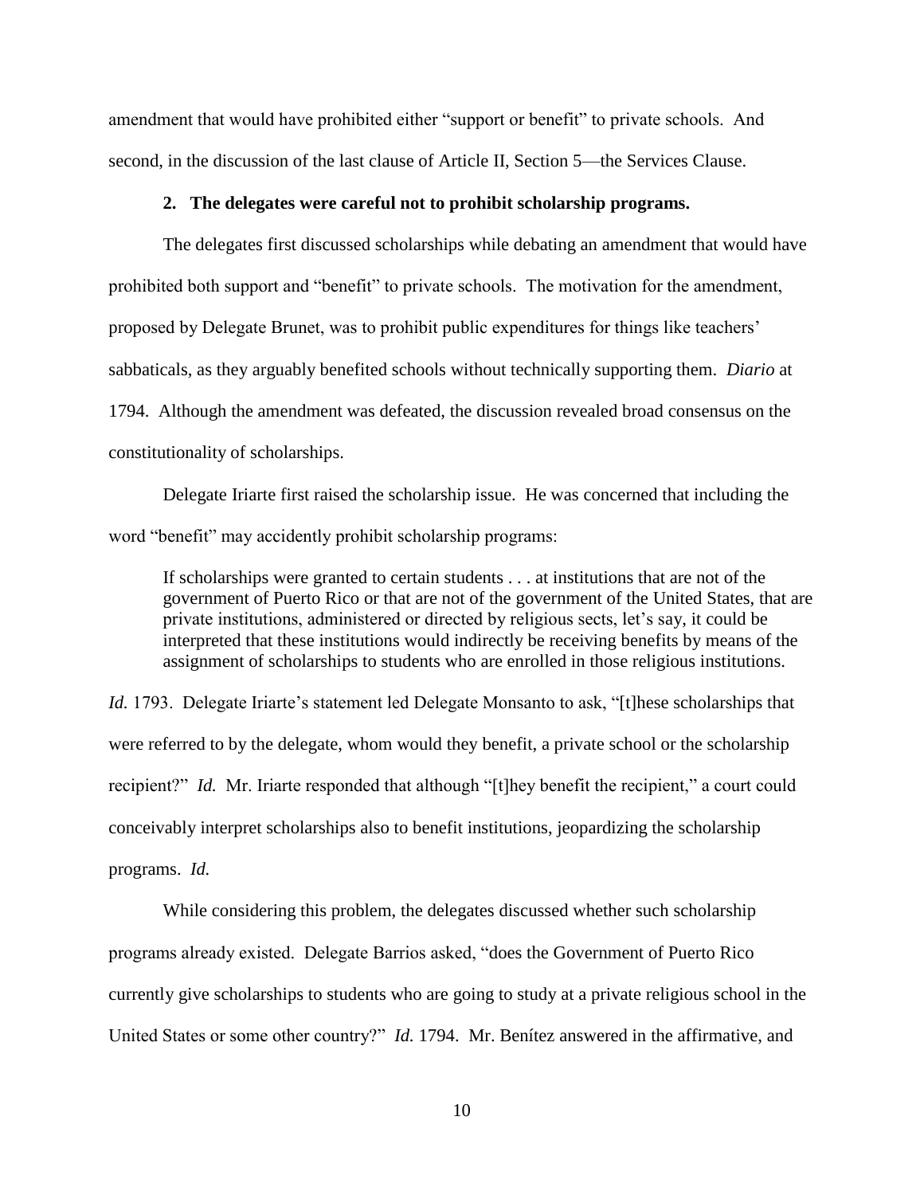amendment that would have prohibited either "support or benefit" to private schools. And second, in the discussion of the last clause of Article II, Section 5—the Services Clause.

### 2. The delegates were careful not to prohibit scholarship programs.

The delegates first discussed scholarships while debating an amendment that would have prohibited both support and "benefit" to private schools. The motivation for the amendment, proposed by Delegate Brunet, was to prohibit public expenditures for things like teachers' sabbaticals, as they arguably benefited schools without technically supporting them. *Diario* at 1794. Although the amendment was defeated, the discussion revealed broad consensus on the constitutionality of scholarships.

Delegate Iriarte first raised the scholarship issue. He was concerned that including the word "benefit" may accidently prohibit scholarship programs:

> If scholarships were granted to certain students . . . at institutions that are not of the government of Puerto Rico or that are not of the government of the United States, that are private institutions, administered or directed by religious sects, let's say, it could be interpreted that these institutions would indirectly be receiving benefits by means of the assignment of scholarships to students who are enrolled in those religious institutions.

*Id.* 1793. Delegate Iriarte's statement led Delegate Monsanto to ask, "[t]hese scholarships that were referred to by the delegate, whom would they benefit, a private school or the scholarship recipient?" *Id.* Mr. Iriarte responded that although "[t]hey benefit the recipient," a court could conceivably interpret scholarships also to benefit institutions, jeopardizing the scholarship programs. *Id.*

While considering this problem, the delegates discussed whether such scholarship programs already existed. Delegate Barrios asked, "does the Government of Puerto Rico currently give scholarships to students who are going to study at a private religious school in the United States or some other country?" *Id.* 1794. Mr. Benítez answered in the affirmative, and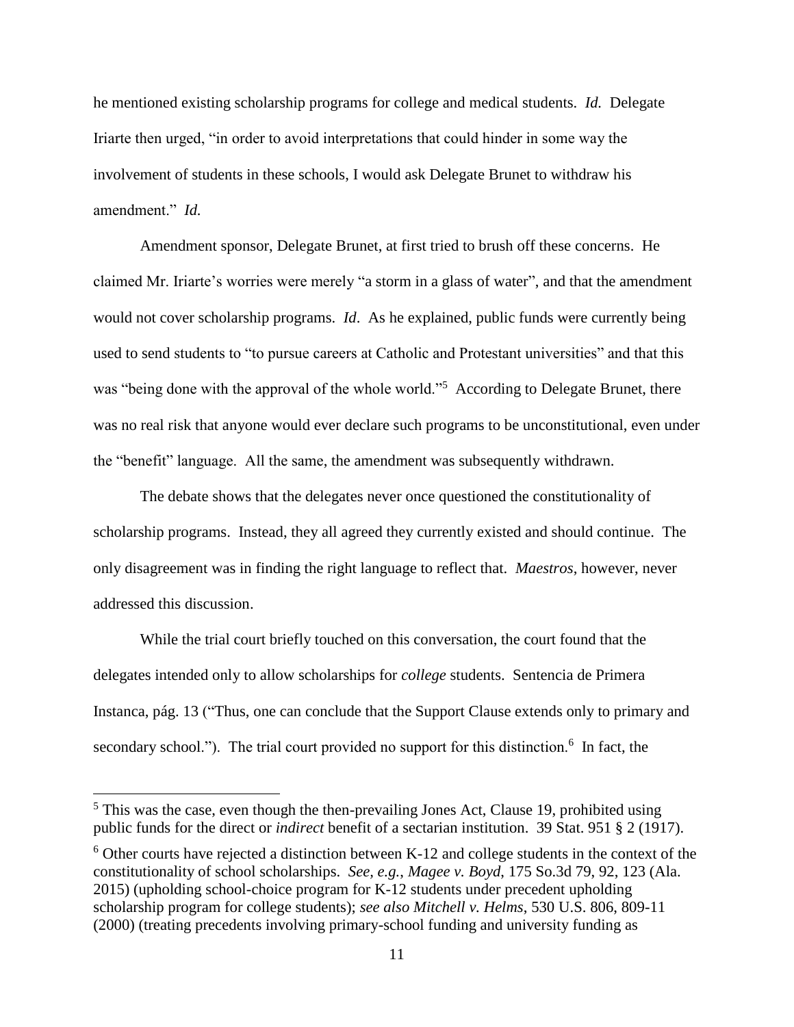he mentioned existing scholarship programs for college and medical students. *Id.* Delegate Iriarte then urged, "in order to avoid interpretations that could hinder in some way the involvement of students in these schools, I would ask Delegate Brunet to withdraw his amendment." *Id.*

Amendment sponsor, Delegate Brunet, at first tried to brush off these concerns. He claimed Mr. Iriarte's worries were merely "a storm in a glass of water", and that the amendment would not cover scholarship programs. *Id*. As he explained, public funds were currently being used to send students to "to pursue careers at Catholic and Protestant universities" and that this was "being done with the approval of the whole world."[5] According to Delegate Brunet, there was no real risk that anyone would ever declare such programs to be unconstitutional, even under the "benefit" language. All the same, the amendment was subsequently withdrawn.

The debate shows that the delegates never once questioned the constitutionality of scholarship programs. Instead, they all agreed they currently existed and should continue. The only disagreement was in finding the right language to reflect that. *Maestros*, however, never addressed this discussion.

While the trial court briefly touched on this conversation, the court found that the delegates intended only to allow scholarships for *college* students. Sentencia de Primera Instanca, pág. 13 ("Thus, one can conclude that the Support Clause extends only to primary and secondary school."). The trial court provided no support for this distinction.[6] In fact, the

---

[5] This was the case, even though the then-prevailing Jones Act, Clause 19, prohibited using public funds for the direct or *indirect* benefit of a sectarian institution. 39 Stat. 951 § 2 (1917).

[6] Other courts have rejected a distinction between K-12 and college students in the context of the constitutionality of school scholarships. *See, e.g.*, *Magee v. Boyd*, 175 So.3d 79, 92, 123 (Ala. 2015) (upholding school-choice program for K-12 students under precedent upholding scholarship program for college students); *see also Mitchell v. Helms*, 530 U.S. 806, 809-11 (2000) (treating precedents involving primary-school funding and university funding as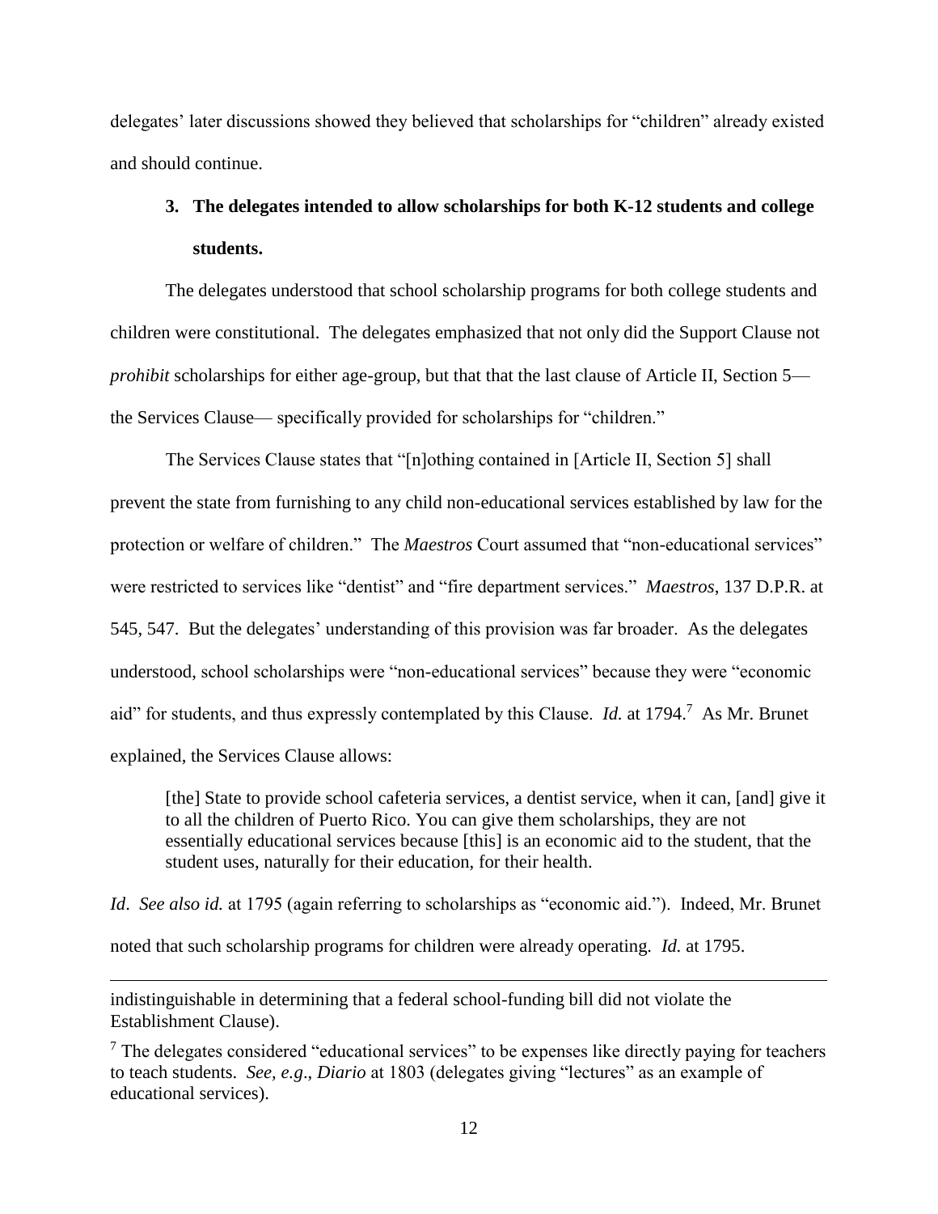delegates' later discussions showed they believed that scholarships for "children" already existed and should continue.

### 3. The delegates intended to allow scholarships for both K-12 students and college students.

The delegates understood that school scholarship programs for both college students and children were constitutional. The delegates emphasized that not only did the Support Clause not *prohibit* scholarships for either age-group, but that that the last clause of Article II, Section 5— the Services Clause— specifically provided for scholarships for "children."

The Services Clause states that "[n]othing contained in [Article II, Section 5] shall prevent the state from furnishing to any child non-educational services established by law for the protection or welfare of children." The *Maestros* Court assumed that "non-educational services" were restricted to services like "dentist" and "fire department services." *Maestros*, 137 D.P.R. at 545, 547. But the delegates' understanding of this provision was far broader. As the delegates understood, school scholarships were "non-educational services" because they were "economic aid" for students, and thus expressly contemplated by this Clause. *Id.* at 1794.[7] As Mr. Brunet explained, the Services Clause allows:

> [the] State to provide school cafeteria services, a dentist service, when it can, [and] give it to all the children of Puerto Rico. You can give them scholarships, they are not essentially educational services because [this] is an economic aid to the student, that the student uses, naturally for their education, for their health.

*Id*. *See also id.* at 1795 (again referring to scholarships as "economic aid."). Indeed, Mr. Brunet noted that such scholarship programs for children were already operating. *Id.* at 1795.

---

indistinguishable in determining that a federal school-funding bill did not violate the Establishment Clause).

[7] The delegates considered "educational services" to be expenses like directly paying for teachers to teach students. *See, e.g*., *Diario* at 1803 (delegates giving "lectures" as an example of educational services).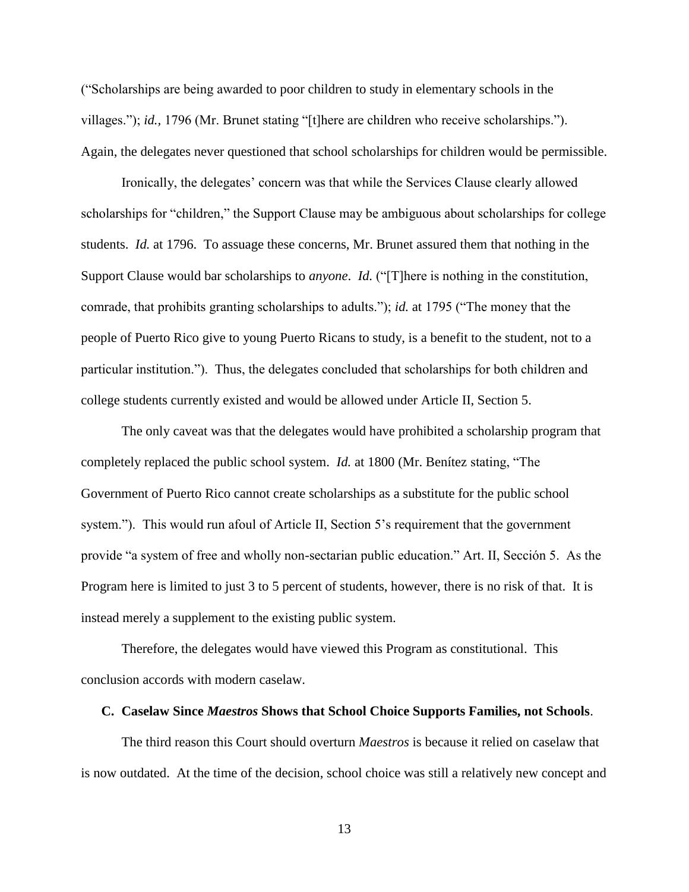("Scholarships are being awarded to poor children to study in elementary schools in the villages."); *id.*, 1796 (Mr. Brunet stating "[t]here are children who receive scholarships."). Again, the delegates never questioned that school scholarships for children would be permissible.

Ironically, the delegates' concern was that while the Services Clause clearly allowed scholarships for "children," the Support Clause may be ambiguous about scholarships for college students. *Id.* at 1796. To assuage these concerns, Mr. Brunet assured them that nothing in the Support Clause would bar scholarships to *anyone*. *Id.* ("[T]here is nothing in the constitution, comrade, that prohibits granting scholarships to adults."); *id.* at 1795 ("The money that the people of Puerto Rico give to young Puerto Ricans to study, is a benefit to the student, not to a particular institution."). Thus, the delegates concluded that scholarships for both children and college students currently existed and would be allowed under Article II, Section 5.

The only caveat was that the delegates would have prohibited a scholarship program that completely replaced the public school system. *Id.* at 1800 (Mr. Benítez stating, "The Government of Puerto Rico cannot create scholarships as a substitute for the public school system."). This would run afoul of Article II, Section 5's requirement that the government provide "a system of free and wholly non-sectarian public education." Art. II, Sección 5. As the Program here is limited to just 3 to 5 percent of students, however, there is no risk of that. It is instead merely a supplement to the existing public system.

Therefore, the delegates would have viewed this Program as constitutional. This conclusion accords with modern caselaw.

### C. Caselaw Since *Maestros* Shows that School Choice Supports Families, not Schools.

The third reason this Court should overturn *Maestros* is because it relied on caselaw that is now outdated. At the time of the decision, school choice was still a relatively new concept and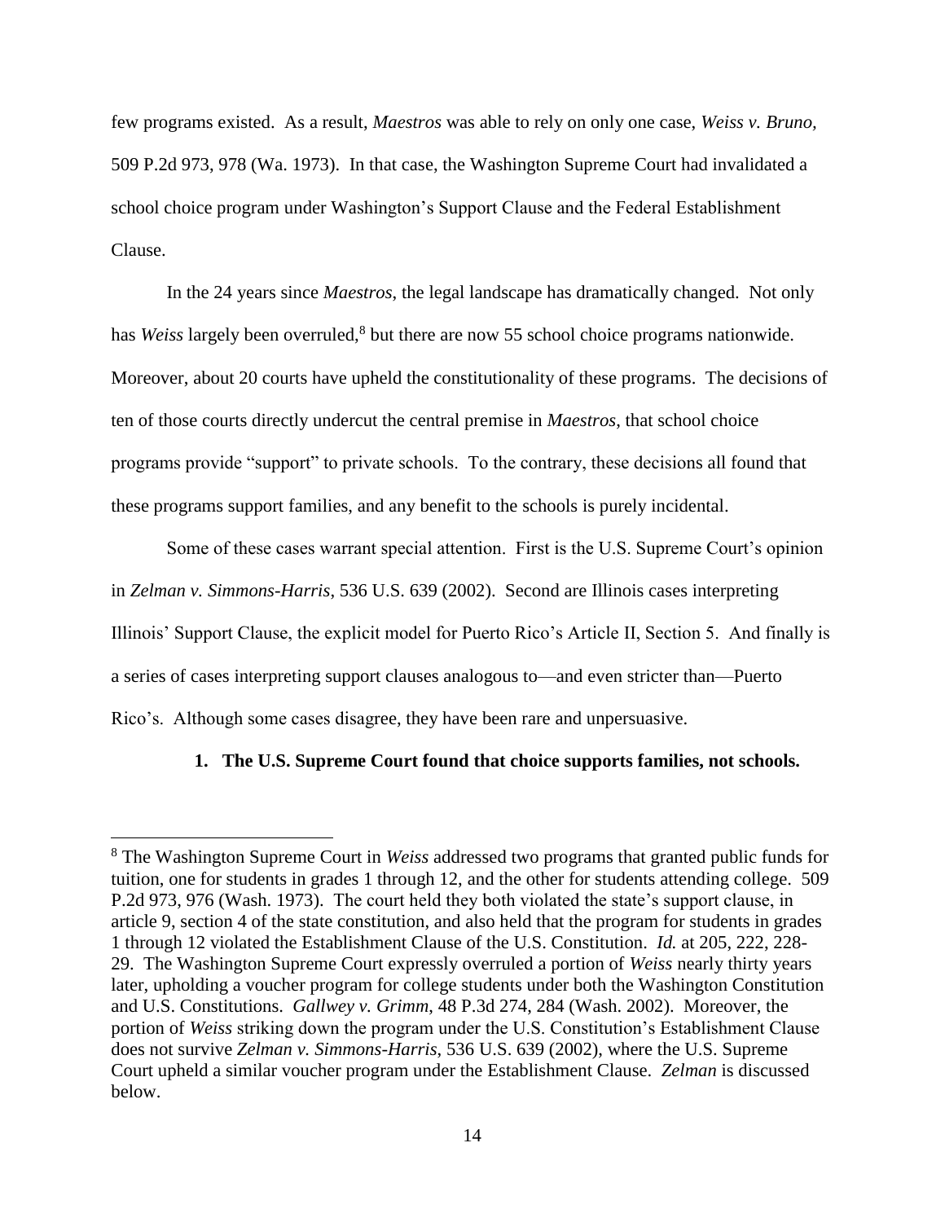few programs existed. As a result, *Maestros* was able to rely on only one case, *Weiss v. Bruno,* 509 P.2d 973, 978 (Wa. 1973). In that case, the Washington Supreme Court had invalidated a school choice program under Washington's Support Clause and the Federal Establishment Clause.

In the 24 years since *Maestros*, the legal landscape has dramatically changed. Not only has *Weiss* largely been overruled,[8] but there are now 55 school choice programs nationwide. Moreover, about 20 courts have upheld the constitutionality of these programs. The decisions of ten of those courts directly undercut the central premise in *Maestros*, that school choice programs provide "support" to private schools. To the contrary, these decisions all found that these programs support families, and any benefit to the schools is purely incidental.

Some of these cases warrant special attention. First is the U.S. Supreme Court's opinion in *Zelman v. Simmons-Harris*, 536 U.S. 639 (2002). Second are Illinois cases interpreting Illinois' Support Clause, the explicit model for Puerto Rico's Article II, Section 5. And finally is a series of cases interpreting support clauses analogous to—and even stricter than—Puerto Rico's. Although some cases disagree, they have been rare and unpersuasive.

**1. The U.S. Supreme Court found that choice supports families, not schools.**

---

[8] The Washington Supreme Court in *Weiss* addressed two programs that granted public funds for tuition, one for students in grades 1 through 12, and the other for students attending college. 509 P.2d 973, 976 (Wash. 1973). The court held they both violated the state's support clause, in article 9, section 4 of the state constitution, and also held that the program for students in grades 1 through 12 violated the Establishment Clause of the U.S. Constitution. *Id.* at 205, 222, 228-29. The Washington Supreme Court expressly overruled a portion of *Weiss* nearly thirty years later, upholding a voucher program for college students under both the Washington Constitution and U.S. Constitutions. *Gallwey v. Grimm*, 48 P.3d 274, 284 (Wash. 2002). Moreover, the portion of *Weiss* striking down the program under the U.S. Constitution's Establishment Clause does not survive *Zelman v. Simmons-Harris*, 536 U.S. 639 (2002), where the U.S. Supreme Court upheld a similar voucher program under the Establishment Clause. *Zelman* is discussed below.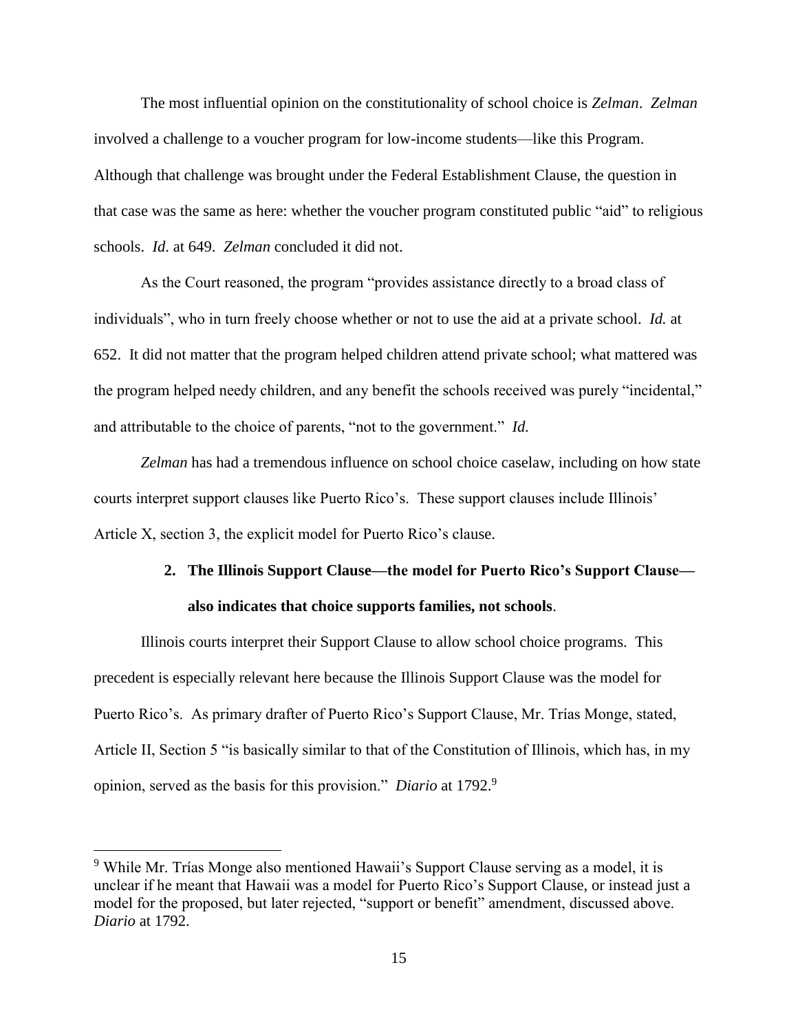The most influential opinion on the constitutionality of school choice is *Zelman*. *Zelman* involved a challenge to a voucher program for low-income students—like this Program. Although that challenge was brought under the Federal Establishment Clause, the question in that case was the same as here: whether the voucher program constituted public "aid" to religious schools. *Id.* at 649. *Zelman* concluded it did not.

As the Court reasoned, the program "provides assistance directly to a broad class of individuals", who in turn freely choose whether or not to use the aid at a private school. *Id.* at 652. It did not matter that the program helped children attend private school; what mattered was the program helped needy children, and any benefit the schools received was purely "incidental," and attributable to the choice of parents, "not to the government." *Id.*

*Zelman* has had a tremendous influence on school choice caselaw, including on how state courts interpret support clauses like Puerto Rico's. These support clauses include Illinois' Article X, section 3, the explicit model for Puerto Rico's clause.

2. **The Illinois Support Clause—the model for Puerto Rico's Support Clause—also indicates that choice supports families, not schools**.

Illinois courts interpret their Support Clause to allow school choice programs. This precedent is especially relevant here because the Illinois Support Clause was the model for Puerto Rico's. As primary drafter of Puerto Rico's Support Clause, Mr. Trías Monge, stated, Article II, Section 5 "is basically similar to that of the Constitution of Illinois, which has, in my opinion, served as the basis for this provision." *Diario* at 1792.[9]

[9] While Mr. Trías Monge also mentioned Hawaii's Support Clause serving as a model, it is unclear if he meant that Hawaii was a model for Puerto Rico's Support Clause, or instead just a model for the proposed, but later rejected, "support or benefit" amendment, discussed above. *Diario* at 1792.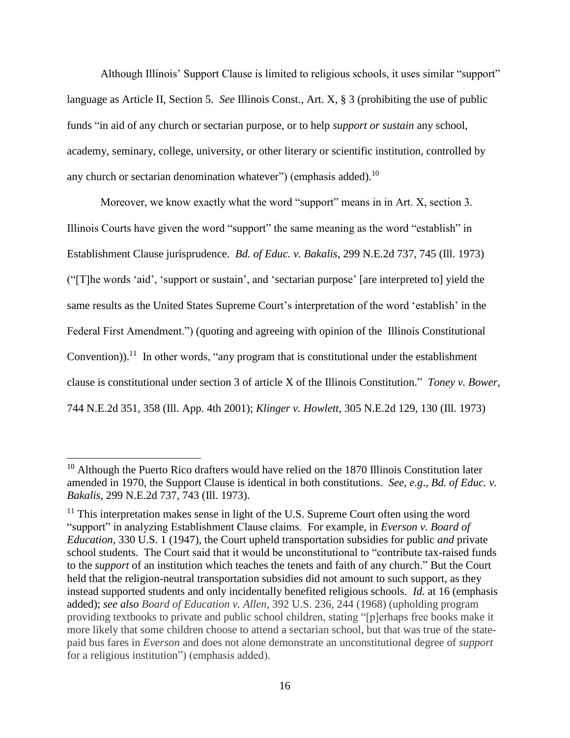Although Illinois' Support Clause is limited to religious schools, it uses similar "support" language as Article II, Section 5. *See* Illinois Const., Art. X, § 3 (prohibiting the use of public funds "in aid of any church or sectarian purpose, or to help *support or sustain* any school, academy, seminary, college, university, or other literary or scientific institution, controlled by any church or sectarian denomination whatever") (emphasis added).[10]

Moreover, we know exactly what the word "support" means in in Art. X, section 3. Illinois Courts have given the word "support" the same meaning as the word "establish" in Establishment Clause jurisprudence. *Bd. of Educ. v. Bakalis*, 299 N.E.2d 737, 745 (Ill. 1973) ("[T]he words 'aid', 'support or sustain', and 'sectarian purpose' [are interpreted to] yield the same results as the United States Supreme Court's interpretation of the word 'establish' in the Federal First Amendment.") (quoting and agreeing with opinion of the Illinois Constitutional Convention)).[11] In other words, "any program that is constitutional under the establishment clause is constitutional under section 3 of article X of the Illinois Constitution." *Toney v. Bower*, 744 N.E.2d 351, 358 (Ill. App. 4th 2001); *Klinger v. Howlett,* 305 N.E.2d 129, 130 (Ill. 1973)

---

[10] Although the Puerto Rico drafters would have relied on the 1870 Illinois Constitution later amended in 1970, the Support Clause is identical in both constitutions. *See, e.g*., *Bd. of Educ. v. Bakalis*, 299 N.E.2d 737, 743 (Ill. 1973).

[11] This interpretation makes sense in light of the U.S. Supreme Court often using the word "support" in analyzing Establishment Clause claims. For example, in *Everson v. Board of Education*, 330 U.S. 1 (1947), the Court upheld transportation subsidies for public *and* private school students. The Court said that it would be unconstitutional to "contribute tax-raised funds to the *support* of an institution which teaches the tenets and faith of any church." But the Court held that the religion-neutral transportation subsidies did not amount to such support, as they instead supported students and only incidentally benefited religious schools. *Id.* at 16 (emphasis added); *see also Board of Education v. Allen*, 392 U.S. 236, 244 (1968) (upholding program providing textbooks to private and public school children, stating "[p]erhaps free books make it more likely that some children choose to attend a sectarian school, but that was true of the state-paid bus fares in *Everson* and does not alone demonstrate an unconstitutional degree of *support* for a religious institution") (emphasis added).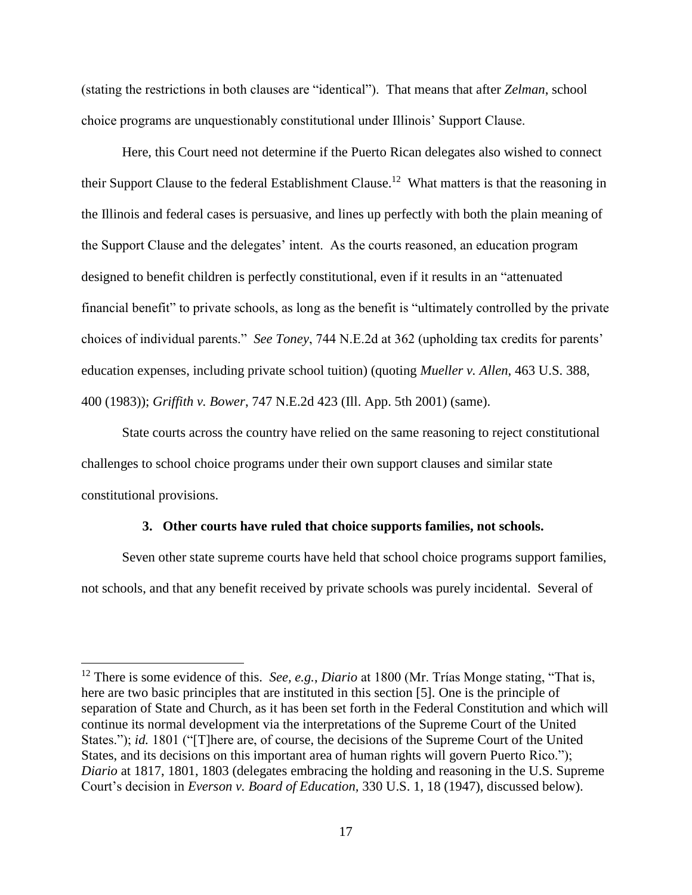(stating the restrictions in both clauses are "identical"). That means that after *Zelman*, school choice programs are unquestionably constitutional under Illinois' Support Clause.

Here, this Court need not determine if the Puerto Rican delegates also wished to connect their Support Clause to the federal Establishment Clause.[12] What matters is that the reasoning in the Illinois and federal cases is persuasive, and lines up perfectly with both the plain meaning of the Support Clause and the delegates' intent. As the courts reasoned, an education program designed to benefit children is perfectly constitutional, even if it results in an "attenuated financial benefit" to private schools, as long as the benefit is "ultimately controlled by the private choices of individual parents." *See Toney*, 744 N.E.2d at 362 (upholding tax credits for parents' education expenses, including private school tuition) (quoting *Mueller v. Allen*, 463 U.S. 388, 400 (1983)); *Griffith v. Bower*, 747 N.E.2d 423 (Ill. App. 5th 2001) (same).

State courts across the country have relied on the same reasoning to reject constitutional challenges to school choice programs under their own support clauses and similar state constitutional provisions.

### 3. Other courts have ruled that choice supports families, not schools.

Seven other state supreme courts have held that school choice programs support families, not schools, and that any benefit received by private schools was purely incidental. Several of

---

[12] There is some evidence of this. *See, e.g.*, *Diario* at 1800 (Mr. Trías Monge stating, "That is, here are two basic principles that are instituted in this section [5]. One is the principle of separation of State and Church, as it has been set forth in the Federal Constitution and which will continue its normal development via the interpretations of the Supreme Court of the United States."); *id.* 1801 ("[T]here are, of course, the decisions of the Supreme Court of the United States, and its decisions on this important area of human rights will govern Puerto Rico."); *Diario* at 1817, 1801, 1803 (delegates embracing the holding and reasoning in the U.S. Supreme Court's decision in *Everson v. Board of Education*, 330 U.S. 1, 18 (1947), discussed below).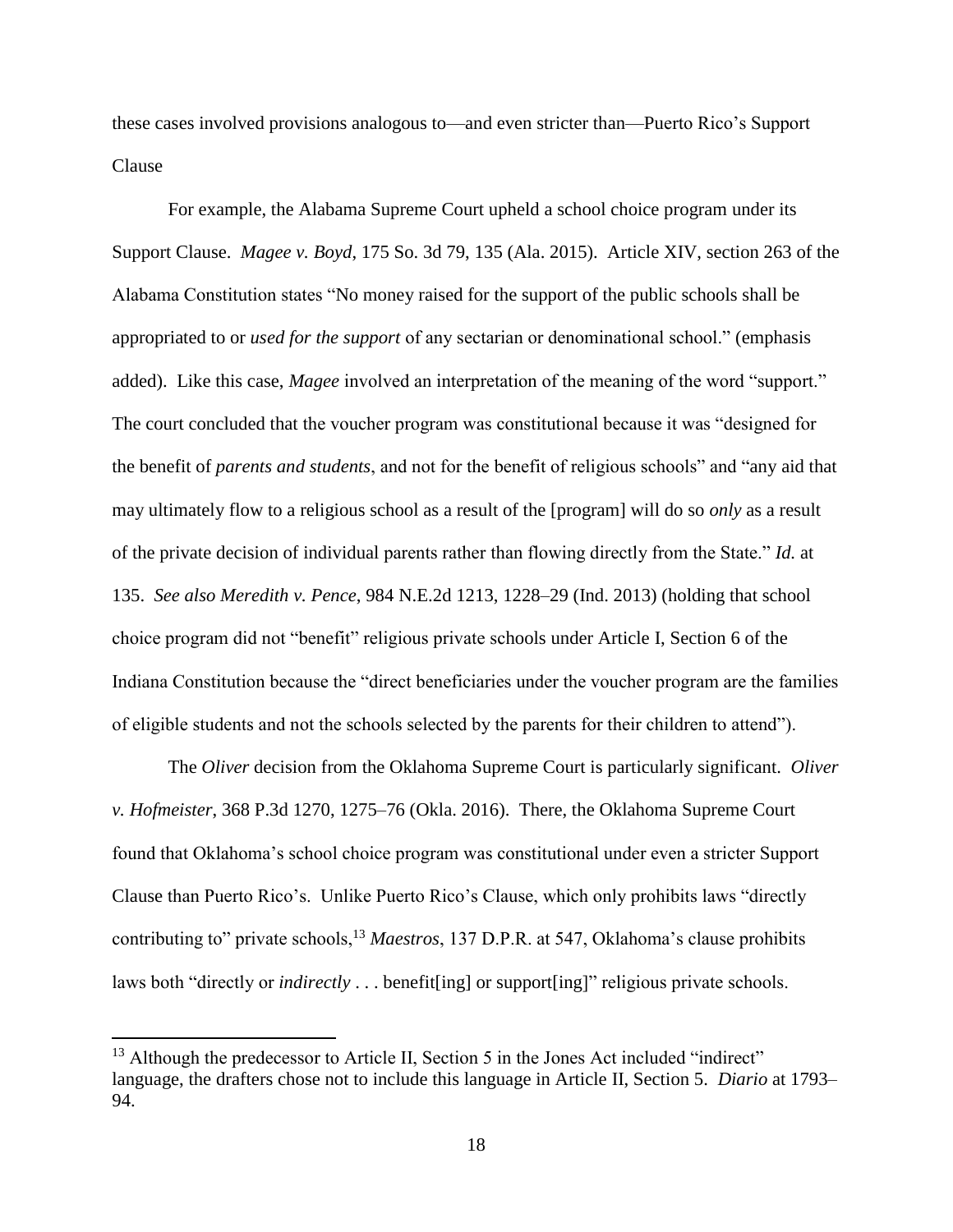these cases involved provisions analogous to—and even stricter than—Puerto Rico's Support Clause

For example, the Alabama Supreme Court upheld a school choice program under its Support Clause. *Magee v. Boyd*, 175 So. 3d 79, 135 (Ala. 2015). Article XIV, section 263 of the Alabama Constitution states "No money raised for the support of the public schools shall be appropriated to or *used for the support* of any sectarian or denominational school." (emphasis added). Like this case, *Magee* involved an interpretation of the meaning of the word "support." The court concluded that the voucher program was constitutional because it was "designed for the benefit of *parents and students*, and not for the benefit of religious schools" and "any aid that may ultimately flow to a religious school as a result of the [program] will do so *only* as a result of the private decision of individual parents rather than flowing directly from the State." *Id.* at 135. *See also Meredith v. Pence*, 984 N.E.2d 1213, 1228–29 (Ind. 2013) (holding that school choice program did not "benefit" religious private schools under Article I, Section 6 of the Indiana Constitution because the "direct beneficiaries under the voucher program are the families of eligible students and not the schools selected by the parents for their children to attend").

The *Oliver* decision from the Oklahoma Supreme Court is particularly significant. *Oliver v. Hofmeister*, 368 P.3d 1270, 1275–76 (Okla. 2016). There, the Oklahoma Supreme Court found that Oklahoma's school choice program was constitutional under even a stricter Support Clause than Puerto Rico's. Unlike Puerto Rico's Clause, which only prohibits laws "directly contributing to" private schools,[13] *Maestros*, 137 D.P.R. at 547, Oklahoma's clause prohibits laws both "directly or *indirectly* . . . benefit[ing] or support[ing]" religious private schools.

[13] Although the predecessor to Article II, Section 5 in the Jones Act included "indirect" language, the drafters chose not to include this language in Article II, Section 5. *Diario* at 1793–94.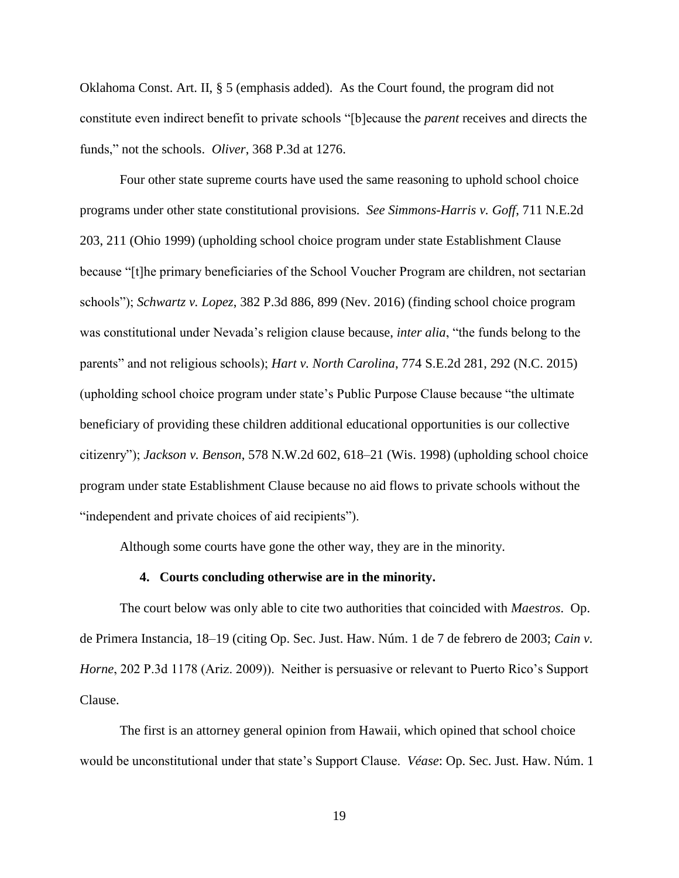Oklahoma Const. Art. II, § 5 (emphasis added). As the Court found, the program did not constitute even indirect benefit to private schools "[b]ecause the *parent* receives and directs the funds," not the schools. *Oliver*, 368 P.3d at 1276.

Four other state supreme courts have used the same reasoning to uphold school choice programs under other state constitutional provisions. *See Simmons-Harris v. Goff*, 711 N.E.2d 203, 211 (Ohio 1999) (upholding school choice program under state Establishment Clause because "[t]he primary beneficiaries of the School Voucher Program are children, not sectarian schools"); *Schwartz v. Lopez*, 382 P.3d 886, 899 (Nev. 2016) (finding school choice program was constitutional under Nevada's religion clause because, *inter alia*, "the funds belong to the parents" and not religious schools); *Hart v. North Carolina*, 774 S.E.2d 281, 292 (N.C. 2015) (upholding school choice program under state's Public Purpose Clause because "the ultimate beneficiary of providing these children additional educational opportunities is our collective citizenry"); *Jackson v. Benson*, 578 N.W.2d 602, 618–21 (Wis. 1998) (upholding school choice program under state Establishment Clause because no aid flows to private schools without the "independent and private choices of aid recipients").

Although some courts have gone the other way, they are in the minority.

#### 4. Courts concluding otherwise are in the minority.

The court below was only able to cite two authorities that coincided with *Maestros*. Op. de Primera Instancia, 18–19 (citing Op. Sec. Just. Haw. Núm. 1 de 7 de febrero de 2003; *Cain v. Horne*, 202 P.3d 1178 (Ariz. 2009)). Neither is persuasive or relevant to Puerto Rico's Support Clause.

The first is an attorney general opinion from Hawaii, which opined that school choice would be unconstitutional under that state's Support Clause. *Véase*: Op. Sec. Just. Haw. Núm. 1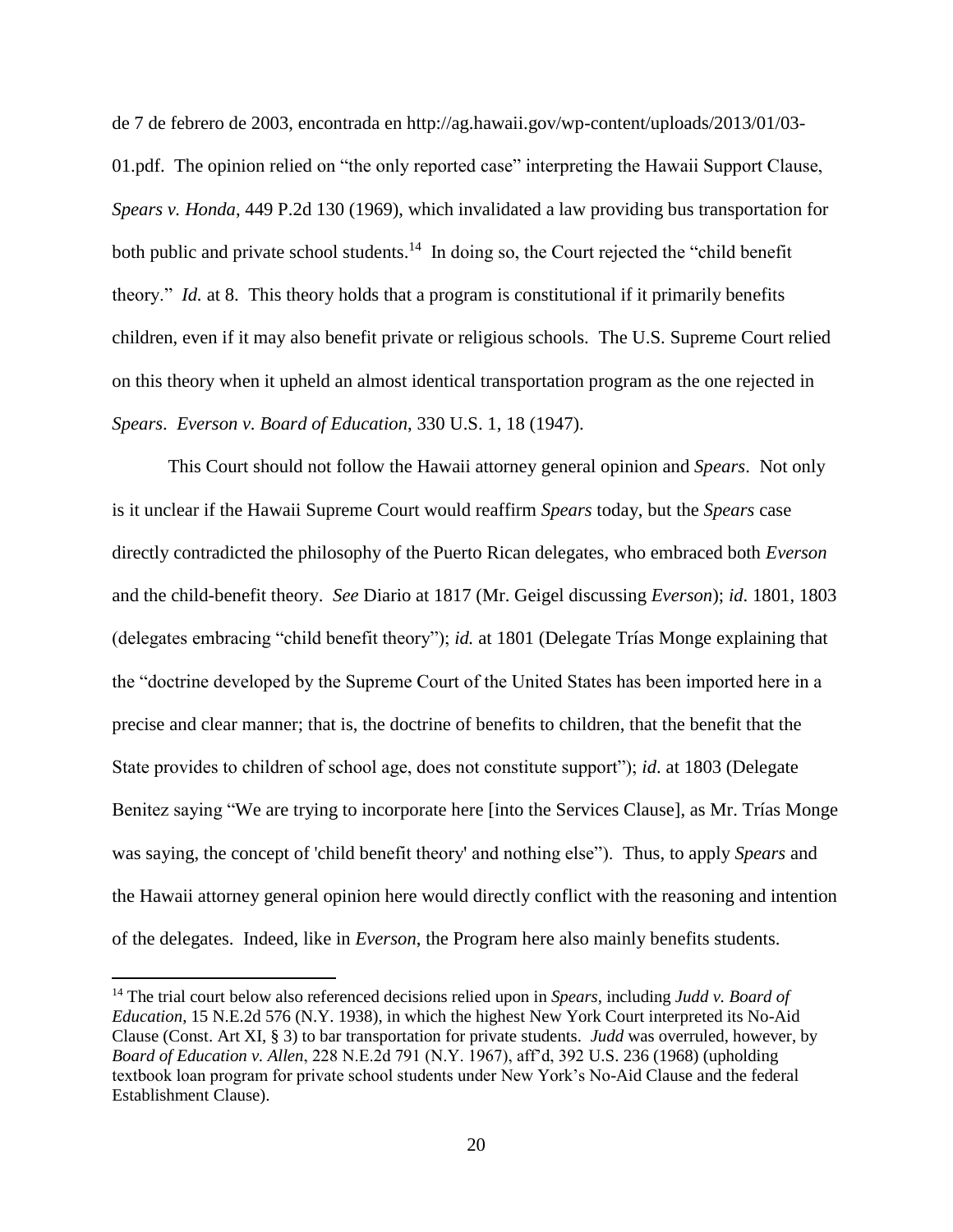de 7 de febrero de 2003, encontrada en http://ag.hawaii.gov/wp-content/uploads/2013/01/03-01.pdf. The opinion relied on "the only reported case" interpreting the Hawaii Support Clause, *Spears v. Honda*, 449 P.2d 130 (1969), which invalidated a law providing bus transportation for both public and private school students.[14] In doing so, the Court rejected the "child benefit theory." *Id.* at 8. This theory holds that a program is constitutional if it primarily benefits children, even if it may also benefit private or religious schools. The U.S. Supreme Court relied on this theory when it upheld an almost identical transportation program as the one rejected in *Spears*. *Everson v. Board of Education*, 330 U.S. 1, 18 (1947).

This Court should not follow the Hawaii attorney general opinion and *Spears*. Not only is it unclear if the Hawaii Supreme Court would reaffirm *Spears* today, but the *Spears* case directly contradicted the philosophy of the Puerto Rican delegates, who embraced both *Everson* and the child-benefit theory. *See* Diario at 1817 (Mr. Geigel discussing *Everson*); *id*. 1801, 1803 (delegates embracing "child benefit theory"); *id.* at 1801 (Delegate Trías Monge explaining that the "doctrine developed by the Supreme Court of the United States has been imported here in a precise and clear manner; that is, the doctrine of benefits to children, that the benefit that the State provides to children of school age, does not constitute support"); *id*. at 1803 (Delegate Benitez saying "We are trying to incorporate here [into the Services Clause], as Mr. Trías Monge was saying, the concept of 'child benefit theory' and nothing else"). Thus, to apply *Spears* and the Hawaii attorney general opinion here would directly conflict with the reasoning and intention of the delegates. Indeed, like in *Everson*, the Program here also mainly benefits students.

---

[14] The trial court below also referenced decisions relied upon in *Spears*, including *Judd v. Board of Education*, 15 N.E.2d 576 (N.Y. 1938), in which the highest New York Court interpreted its No-Aid Clause (Const. Art XI, § 3) to bar transportation for private students. *Judd* was overruled, however, by *Board of Education v. Allen*, 228 N.E.2d 791 (N.Y. 1967), aff'd, 392 U.S. 236 (1968) (upholding textbook loan program for private school students under New York's No-Aid Clause and the federal Establishment Clause).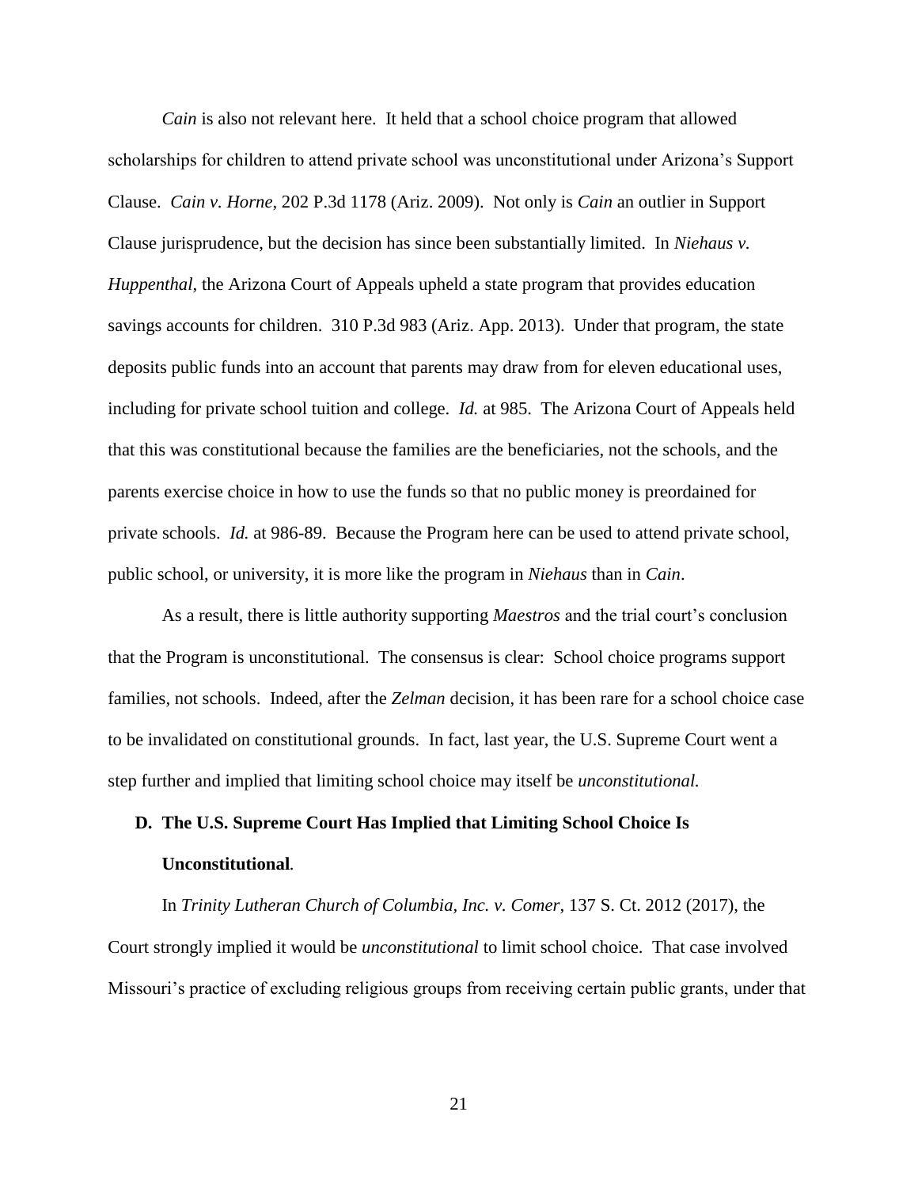*Cain* is also not relevant here. It held that a school choice program that allowed scholarships for children to attend private school was unconstitutional under Arizona's Support Clause. *Cain v. Horne*, 202 P.3d 1178 (Ariz. 2009). Not only is *Cain* an outlier in Support Clause jurisprudence, but the decision has since been substantially limited. In *Niehaus v. Huppenthal*, the Arizona Court of Appeals upheld a state program that provides education savings accounts for children. 310 P.3d 983 (Ariz. App. 2013). Under that program, the state deposits public funds into an account that parents may draw from for eleven educational uses, including for private school tuition and college. *Id.* at 985. The Arizona Court of Appeals held that this was constitutional because the families are the beneficiaries, not the schools, and the parents exercise choice in how to use the funds so that no public money is preordained for private schools. *Id.* at 986-89. Because the Program here can be used to attend private school, public school, or university, it is more like the program in *Niehaus* than in *Cain*.

As a result, there is little authority supporting *Maestros* and the trial court's conclusion that the Program is unconstitutional. The consensus is clear: School choice programs support families, not schools. Indeed, after the *Zelman* decision, it has been rare for a school choice case to be invalidated on constitutional grounds. In fact, last year, the U.S. Supreme Court went a step further and implied that limiting school choice may itself be *unconstitutional.*

### D. The U.S. Supreme Court Has Implied that Limiting School Choice Is Unconstitutional.

In *Trinity Lutheran Church of Columbia, Inc. v. Comer*, 137 S. Ct. 2012 (2017), the Court strongly implied it would be *unconstitutional* to limit school choice. That case involved Missouri's practice of excluding religious groups from receiving certain public grants, under that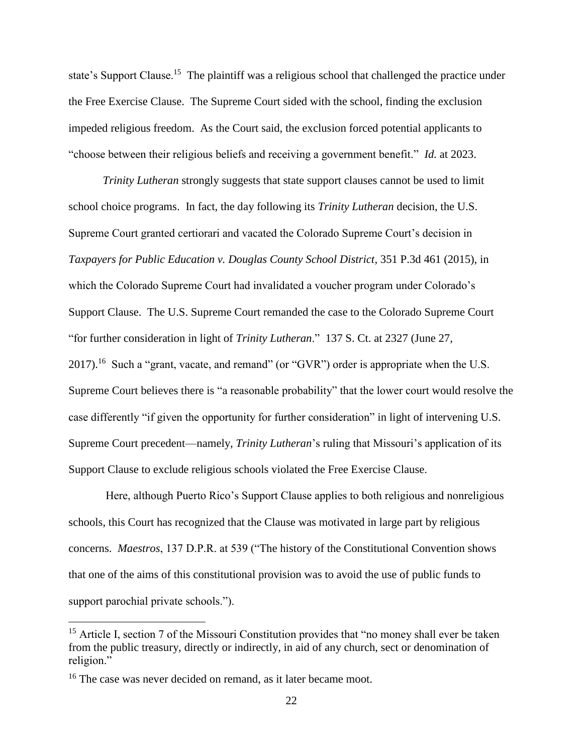state's Support Clause.[15] The plaintiff was a religious school that challenged the practice under the Free Exercise Clause. The Supreme Court sided with the school, finding the exclusion impeded religious freedom. As the Court said, the exclusion forced potential applicants to "choose between their religious beliefs and receiving a government benefit." *Id.* at 2023.

*Trinity Lutheran* strongly suggests that state support clauses cannot be used to limit school choice programs. In fact, the day following its *Trinity Lutheran* decision, the U.S. Supreme Court granted certiorari and vacated the Colorado Supreme Court's decision in *Taxpayers for Public Education v. Douglas County School District*, 351 P.3d 461 (2015), in which the Colorado Supreme Court had invalidated a voucher program under Colorado's Support Clause. The U.S. Supreme Court remanded the case to the Colorado Supreme Court "for further consideration in light of *Trinity Lutheran*." 137 S. Ct. at 2327 (June 27, 2017).[16] Such a "grant, vacate, and remand" (or "GVR") order is appropriate when the U.S. Supreme Court believes there is "a reasonable probability" that the lower court would resolve the case differently "if given the opportunity for further consideration" in light of intervening U.S. Supreme Court precedent—namely, *Trinity Lutheran*'s ruling that Missouri's application of its Support Clause to exclude religious schools violated the Free Exercise Clause.

Here, although Puerto Rico's Support Clause applies to both religious and nonreligious schools, this Court has recognized that the Clause was motivated in large part by religious concerns. *Maestros*, 137 D.P.R. at 539 ("The history of the Constitutional Convention shows that one of the aims of this constitutional provision was to avoid the use of public funds to support parochial private schools.").

---

[15] Article I, section 7 of the Missouri Constitution provides that "no money shall ever be taken from the public treasury, directly or indirectly, in aid of any church, sect or denomination of religion."

[16] The case was never decided on remand, as it later became moot.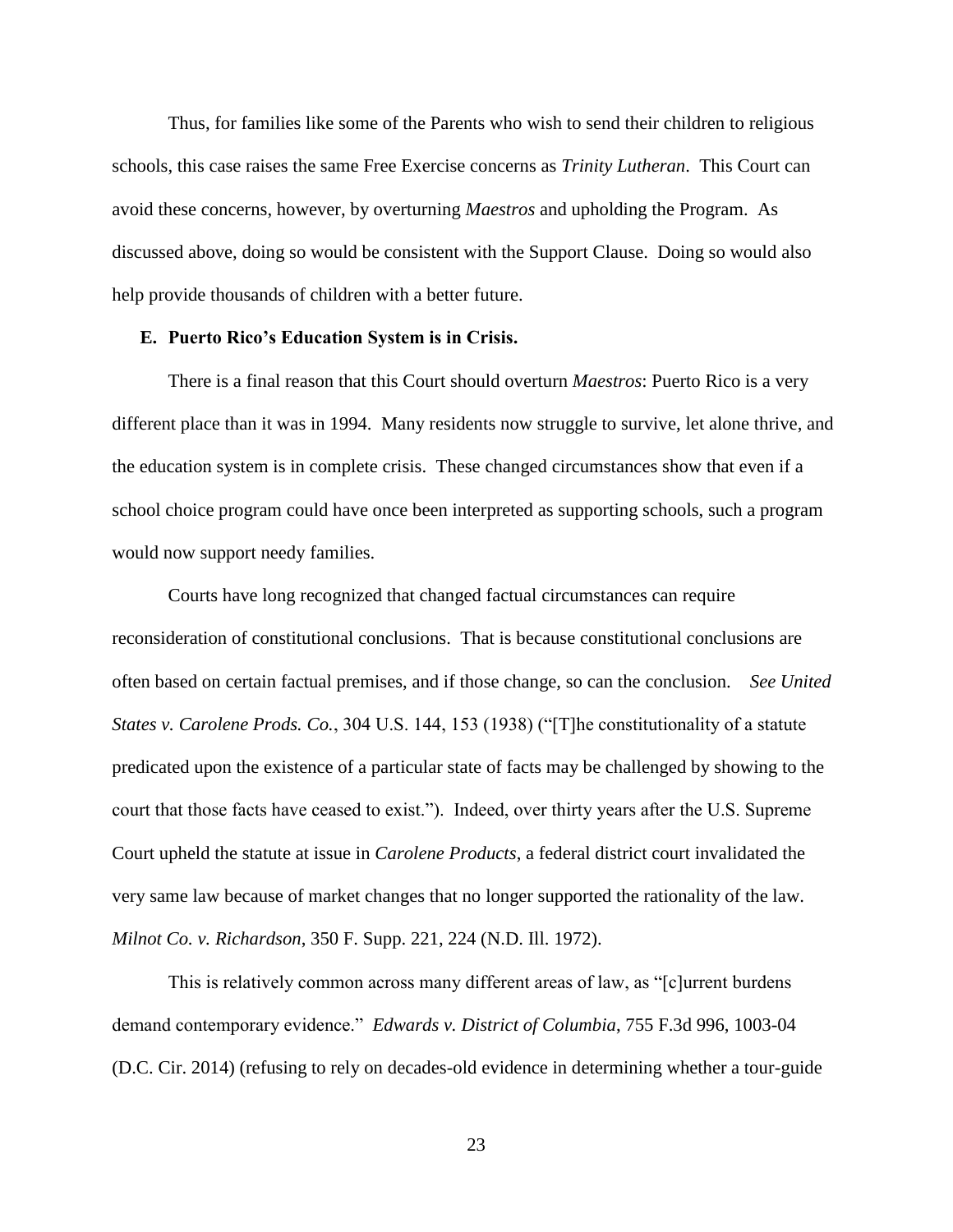Thus, for families like some of the Parents who wish to send their children to religious schools, this case raises the same Free Exercise concerns as *Trinity Lutheran*. This Court can avoid these concerns, however, by overturning *Maestros* and upholding the Program. As discussed above, doing so would be consistent with the Support Clause. Doing so would also help provide thousands of children with a better future.

### E. Puerto Rico's Education System is in Crisis.

There is a final reason that this Court should overturn *Maestros*: Puerto Rico is a very different place than it was in 1994. Many residents now struggle to survive, let alone thrive, and the education system is in complete crisis. These changed circumstances show that even if a school choice program could have once been interpreted as supporting schools, such a program would now support needy families.

Courts have long recognized that changed factual circumstances can require reconsideration of constitutional conclusions. That is because constitutional conclusions are often based on certain factual premises, and if those change, so can the conclusion. *See United States v. Carolene Prods. Co.*, 304 U.S. 144, 153 (1938) ("[T]he constitutionality of a statute predicated upon the existence of a particular state of facts may be challenged by showing to the court that those facts have ceased to exist."). Indeed, over thirty years after the U.S. Supreme Court upheld the statute at issue in *Carolene Products*, a federal district court invalidated the very same law because of market changes that no longer supported the rationality of the law. *Milnot Co. v. Richardson*, 350 F. Supp. 221, 224 (N.D. Ill. 1972).

This is relatively common across many different areas of law, as "[c]urrent burdens demand contemporary evidence." *Edwards v. District of Columbia*, 755 F.3d 996, 1003-04 (D.C. Cir. 2014) (refusing to rely on decades-old evidence in determining whether a tour-guide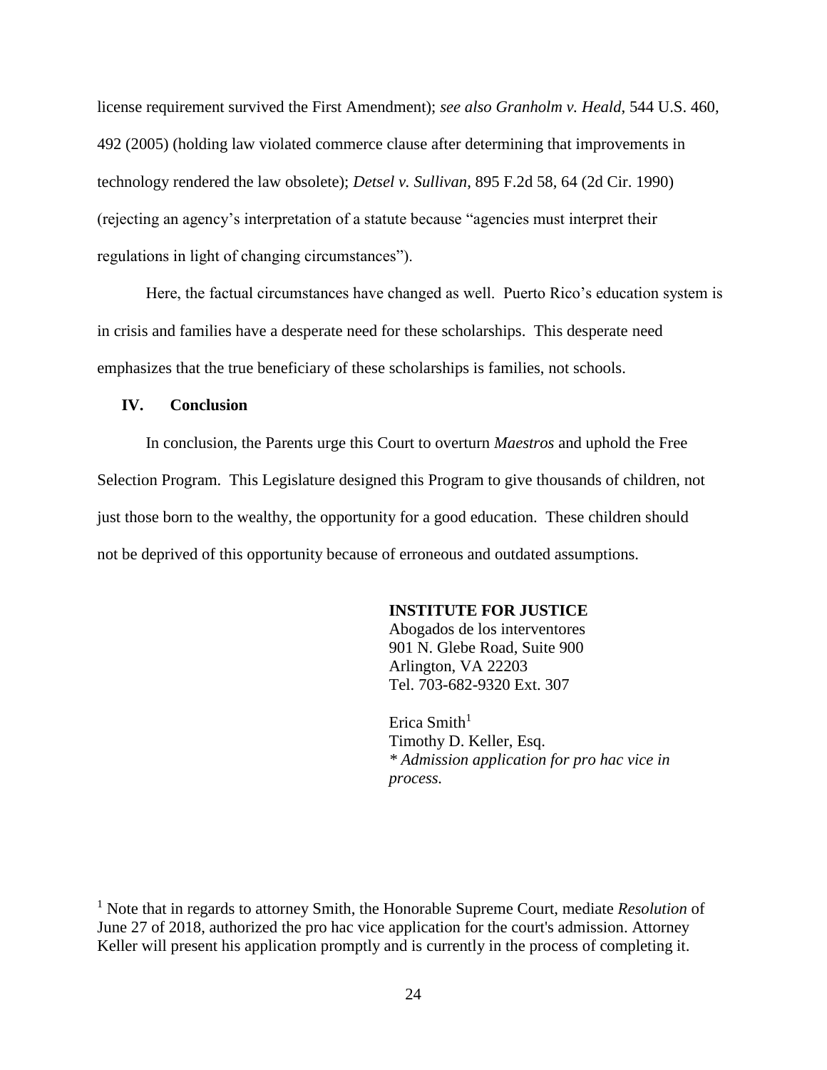license requirement survived the First Amendment); *see also Granholm v. Heald*, 544 U.S. 460, 492 (2005) (holding law violated commerce clause after determining that improvements in technology rendered the law obsolete); *Detsel v. Sullivan*, 895 F.2d 58, 64 (2d Cir. 1990) (rejecting an agency's interpretation of a statute because "agencies must interpret their regulations in light of changing circumstances").

Here, the factual circumstances have changed as well. Puerto Rico's education system is in crisis and families have a desperate need for these scholarships. This desperate need emphasizes that the true beneficiary of these scholarships is families, not schools.

## IV. Conclusion

In conclusion, the Parents urge this Court to overturn *Maestros* and uphold the Free Selection Program. This Legislature designed this Program to give thousands of children, not just those born to the wealthy, the opportunity for a good education. These children should not be deprived of this opportunity because of erroneous and outdated assumptions.

**INSTITUTE FOR JUSTICE**
Abogados de los interventores
901 N. Glebe Road, Suite 900
Arlington, VA 22203
Tel. 703-682-9320 Ext. 307

Erica Smith[1]
Timothy D. Keller, Esq.
*\* Admission application for pro hac vice in process.*

[1] Note that in regards to attorney Smith, the Honorable Supreme Court, mediate *Resolution* of June 27 of 2018, authorized the pro hac vice application for the court's admission. Attorney Keller will present his application promptly and is currently in the process of completing it.